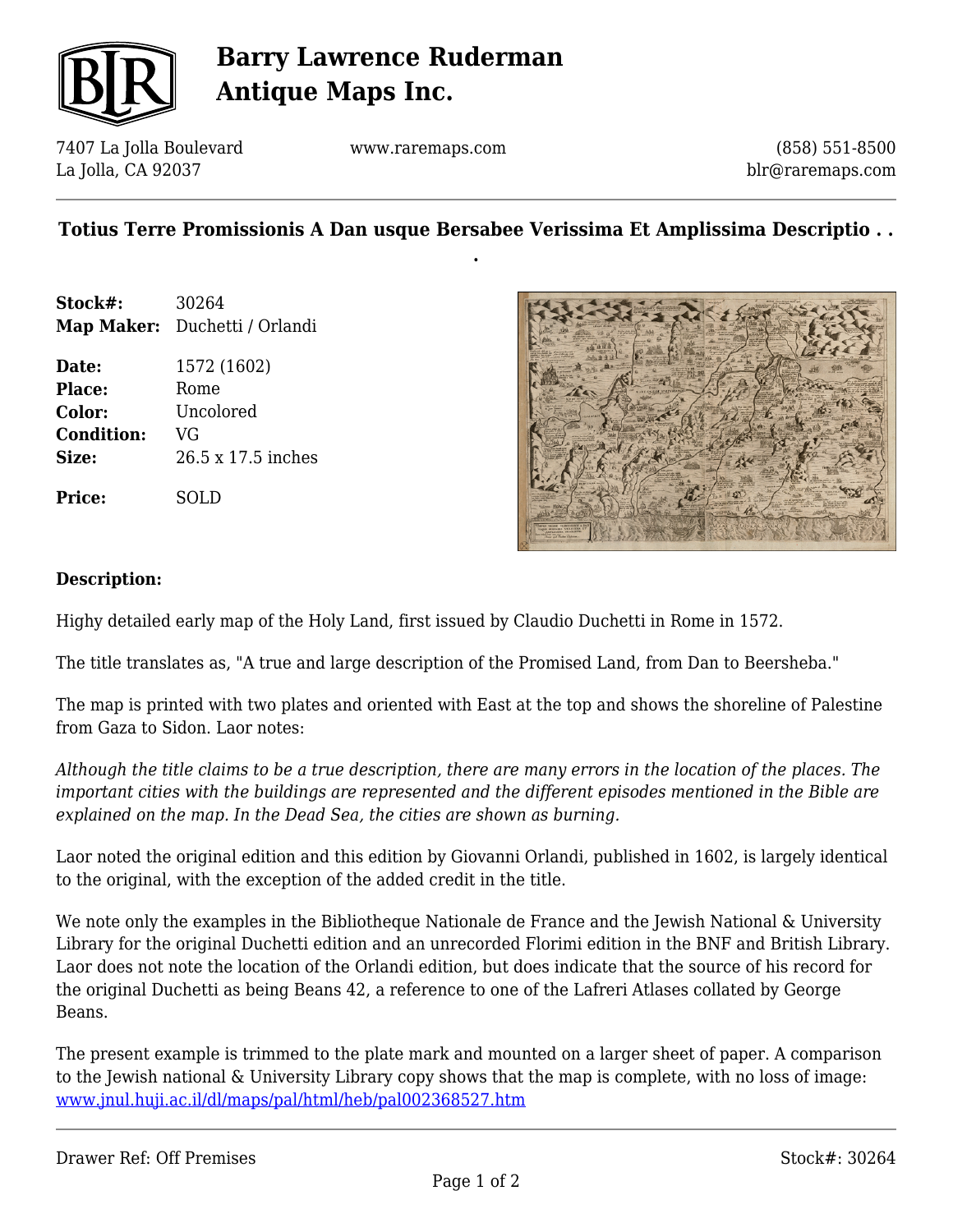# Barry Lawrence Ruderman Antique Maps Inc.

7407 La Jolla Boulevard
La Jolla, CA 92037

www.raremaps.com

(858) 551-8500
blr@raremaps.com

## Totius Terre Promissionis A Dan usque Bersabee Verissima Et Amplissima Descriptio . . .

**Stock#:** 30264
**Map Maker:** Duchetti / Orlandi

**Date:** 1572 (1602)
**Place:** Rome
**Color:** Uncolored
**Condition:** VG
**Size:** 26.5 x 17.5 inches

**Price:** SOLD

### Description:

Highy detailed early map of the Holy Land, first issued by Claudio Duchetti in Rome in 1572.

The title translates as, "A true and large description of the Promised Land, from Dan to Beersheba."

The map is printed with two plates and oriented with East at the top and shows the shoreline of Palestine from Gaza to Sidon. Laor notes:

*Although the title claims to be a true description, there are many errors in the location of the places. The important cities with the buildings are represented and the different episodes mentioned in the Bible are explained on the map. In the Dead Sea, the cities are shown as burning.*

Laor noted the original edition and this edition by Giovanni Orlandi, published in 1602, is largely identical to the original, with the exception of the added credit in the title.

We note only the examples in the Bibliotheque Nationale de France and the Jewish National & University Library for the original Duchetti edition and an unrecorded Florimi edition in the BNF and British Library. Laor does not note the location of the Orlandi edition, but does indicate that the source of his record for the original Duchetti as being Beans 42, a reference to one of the Lafreri Atlases collated by George Beans.

The present example is trimmed to the plate mark and mounted on a larger sheet of paper. A comparison to the Jewish national & University Library copy shows that the map is complete, with no loss of image: www.jnul.huji.ac.il/dl/maps/pal/html/heb/pal002368527.htm

Drawer Ref: Off Premises

Stock#: 30264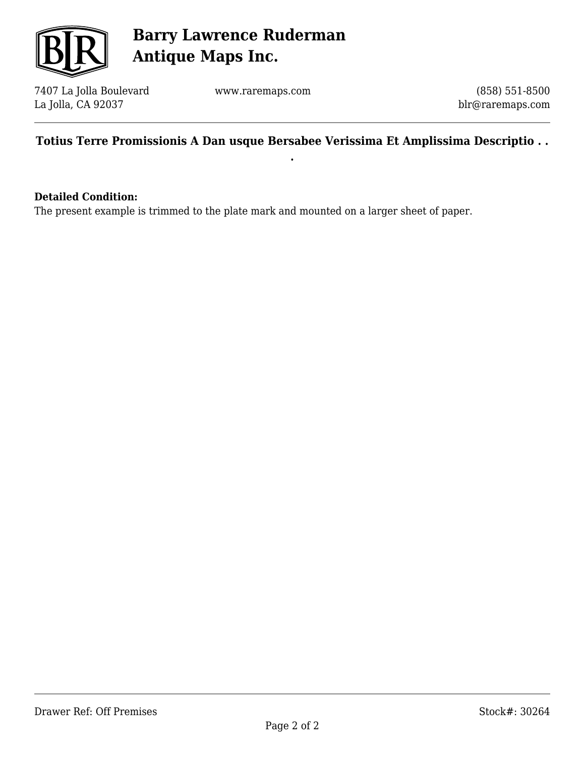**Totius Terre Promissionis A Dan usque Bersabee Verissima Et Amplissima Descriptio . . .**

**Detailed Condition:**

The present example is trimmed to the plate mark and mounted on a larger sheet of paper.